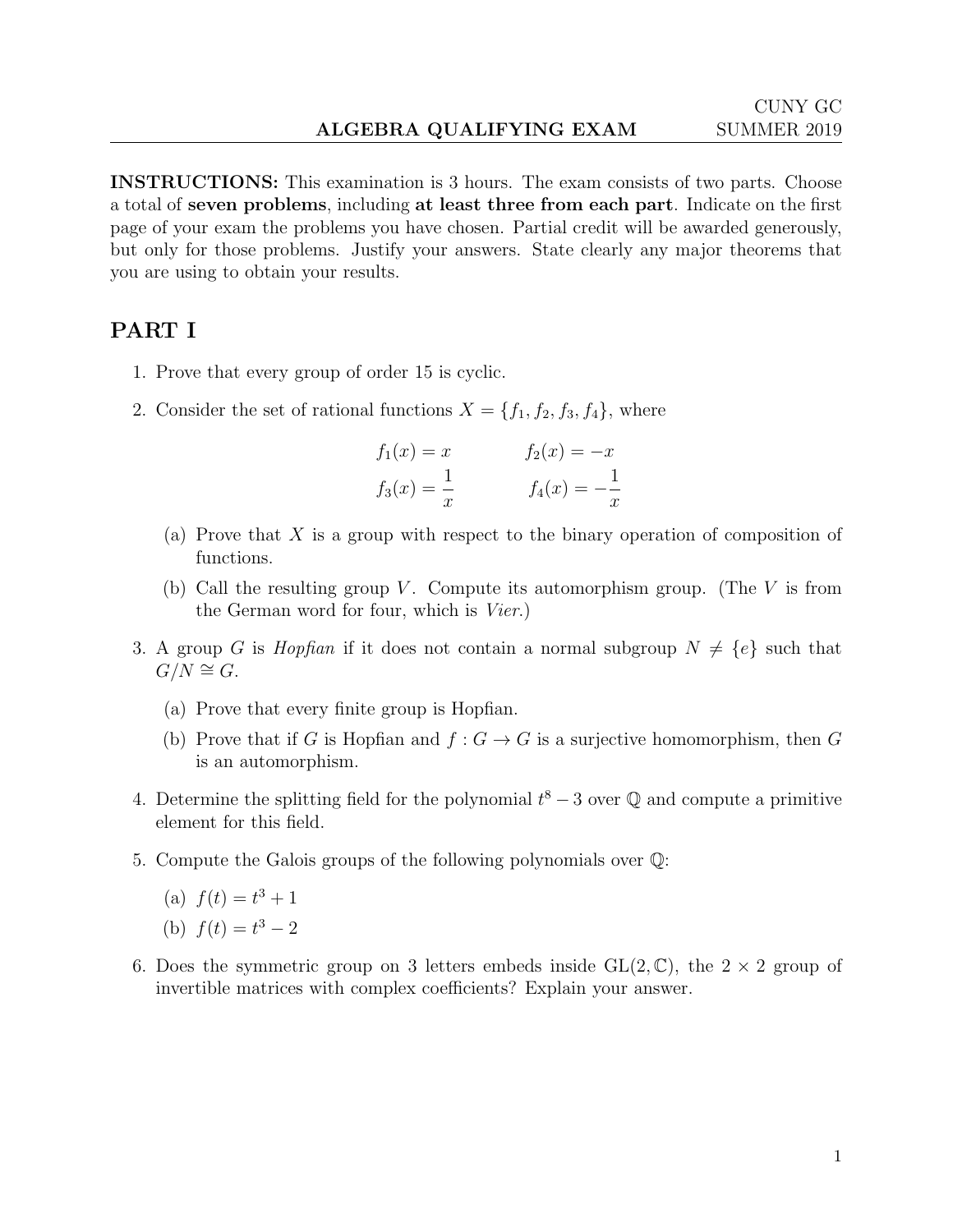CUNY GC

## ALGEBRA QUALIFYING EXAM

SUMMER 2019

**INSTRUCTIONS:** This examination is 3 hours. The exam consists of two parts. Choose a total of **seven problems**, including **at least three from each part**. Indicate on the first page of your exam the problems you have chosen. Partial credit will be awarded generously, but only for those problems. Justify your answers. State clearly any major theorems that you are using to obtain your results.

# PART I

1. Prove that every group of order 15 is cyclic.

2. Consider the set of rational functions $X = \{f_1, f_2, f_3, f_4\}$, where

$$f_1(x) = x \qquad f_2(x) = -x$$
$$f_3(x) = \frac{1}{x} \qquad f_4(x) = -\frac{1}{x}$$

   (a) Prove that $X$ is a group with respect to the binary operation of composition of functions.

   (b) Call the resulting group $V$. Compute its automorphism group. (The $V$ is from the German word for four, which is *Vier*.)

3. A group $G$ is *Hopfian* if it does not contain a normal subgroup $N \neq \{e\}$ such that $G/N \cong G$.

   (a) Prove that every finite group is Hopfian.

   (b) Prove that if $G$ is Hopfian and $f : G \to G$ is a surjective homomorphism, then $G$ is an automorphism.

4. Determine the splitting field for the polynomial $t^8 - 3$ over $\mathbb{Q}$ and compute a primitive element for this field.

5. Compute the Galois groups of the following polynomials over $\mathbb{Q}$:

   (a) $f(t) = t^3 + 1$

   (b) $f(t) = t^3 - 2$

6. Does the symmetric group on 3 letters embeds inside $\mathrm{GL}(2, \mathbb{C})$, the $2 \times 2$ group of invertible matrices with complex coefficients? Explain your answer.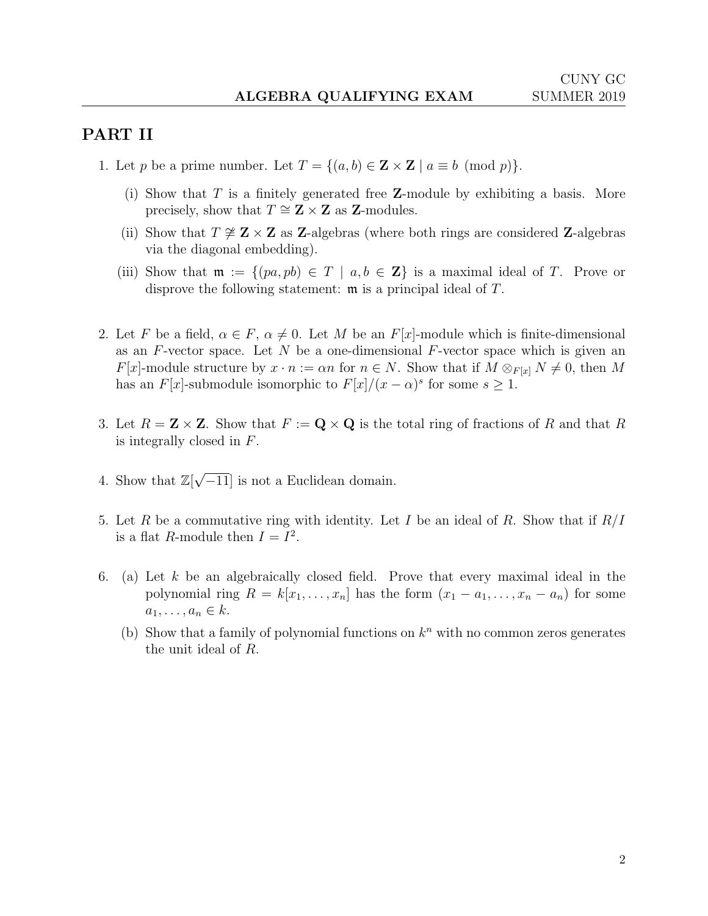## PART II

1. Let $p$ be a prime number. Let $T = \{(a, b) \in \mathbf{Z} \times \mathbf{Z} \mid a \equiv b \pmod{p}\}$.

   (i) Show that $T$ is a finitely generated free $\mathbf{Z}$-module by exhibiting a basis. More precisely, show that $T \cong \mathbf{Z} \times \mathbf{Z}$ as $\mathbf{Z}$-modules.

   (ii) Show that $T \not\cong \mathbf{Z} \times \mathbf{Z}$ as $\mathbf{Z}$-algebras (where both rings are considered $\mathbf{Z}$-algebras via the diagonal embedding).

   (iii) Show that $\mathfrak{m} := \{(pa, pb) \in T \mid a, b \in \mathbf{Z}\}$ is a maximal ideal of $T$. Prove or disprove the following statement: $\mathfrak{m}$ is a principal ideal of $T$.

2. Let $F$ be a field, $\alpha \in F$, $\alpha \neq 0$. Let $M$ be an $F[x]$-module which is finite-dimensional as an $F$-vector space. Let $N$ be a one-dimensional $F$-vector space which is given an $F[x]$-module structure by $x \cdot n := \alpha n$ for $n \in N$. Show that if $M \otimes_{F[x]} N \neq 0$, then $M$ has an $F[x]$-submodule isomorphic to $F[x]/(x - \alpha)^s$ for some $s \geq 1$.

3. Let $R = \mathbf{Z} \times \mathbf{Z}$. Show that $F := \mathbf{Q} \times \mathbf{Q}$ is the total ring of fractions of $R$ and that $R$ is integrally closed in $F$.

4. Show that $\mathbb{Z}[\sqrt{-11}]$ is not a Euclidean domain.

5. Let $R$ be a commutative ring with identity. Let $I$ be an ideal of $R$. Show that if $R/I$ is a flat $R$-module then $I = I^2$.

6. (a) Let $k$ be an algebraically closed field. Prove that every maximal ideal in the polynomial ring $R = k[x_1, \ldots, x_n]$ has the form $(x_1 - a_1, \ldots, x_n - a_n)$ for some $a_1, \ldots, a_n \in k$.

   (b) Show that a family of polynomial functions on $k^n$ with no common zeros generates the unit ideal of $R$.